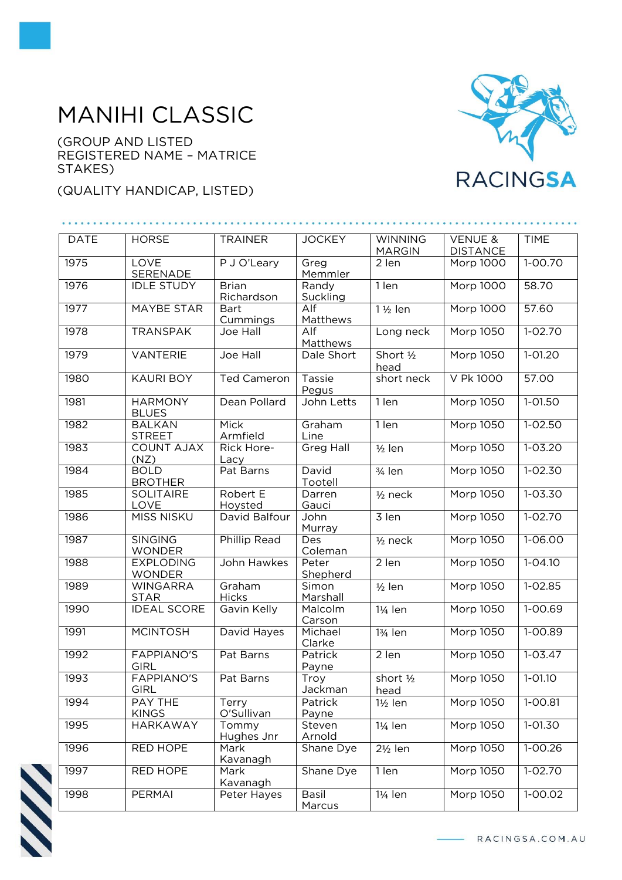# MANIHI CLASSIC

(GROUP AND LISTED
REGISTERED NAME – MATRICE STAKES)

(QUALITY HANDICAP, LISTED)

| DATE | HORSE | TRAINER | JOCKEY | WINNING MARGIN | VENUE & DISTANCE | TIME |
|---|---|---|---|---|---|---|
| 1975 | LOVE SERENADE | P J O'Leary | Greg Memmler | 2 len | Morp 1000 | 1-00.70 |
| 1976 | IDLE STUDY | Brian Richardson | Randy Suckling | 1 len | Morp 1000 | 58.70 |
| 1977 | MAYBE STAR | Bart Cummings | Alf Matthews | 1 ½ len | Morp 1000 | 57.60 |
| 1978 | TRANSPAK | Joe Hall | Alf Matthews | Long neck | Morp 1050 | 1-02.70 |
| 1979 | VANTERIE | Joe Hall | Dale Short | Short ½ head | Morp 1050 | 1-01.20 |
| 1980 | KAURI BOY | Ted Cameron | Tassie Pegus | short neck | V Pk 1000 | 57.00 |
| 1981 | HARMONY BLUES | Dean Pollard | John Letts | 1 len | Morp 1050 | 1-01.50 |
| 1982 | BALKAN STREET | Mick Armfield | Graham Line | 1 len | Morp 1050 | 1-02.50 |
| 1983 | COUNT AJAX (NZ) | Rick Hore-Lacy | Greg Hall | ½ len | Morp 1050 | 1-03.20 |
| 1984 | BOLD BROTHER | Pat Barns | David Tootell | ¾ len | Morp 1050 | 1-02.30 |
| 1985 | SOLITAIRE LOVE | Robert E Hoysted | Darren Gauci | ½ neck | Morp 1050 | 1-03.30 |
| 1986 | MISS NISKU | David Balfour | John Murray | 3 len | Morp 1050 | 1-02.70 |
| 1987 | SINGING WONDER | Phillip Read | Des Coleman | ½ neck | Morp 1050 | 1-06.00 |
| 1988 | EXPLODING WONDER | John Hawkes | Peter Shepherd | 2 len | Morp 1050 | 1-04.10 |
| 1989 | WINGARRA STAR | Graham Hicks | Simon Marshall | ½ len | Morp 1050 | 1-02.85 |
| 1990 | IDEAL SCORE | Gavin Kelly | Malcolm Carson | 1¼ len | Morp 1050 | 1-00.69 |
| 1991 | MCINTOSH | David Hayes | Michael Clarke | 1¾ len | Morp 1050 | 1-00.89 |
| 1992 | FAPPIANO'S GIRL | Pat Barns | Patrick Payne | 2 len | Morp 1050 | 1-03.47 |
| 1993 | FAPPIANO'S GIRL | Pat Barns | Troy Jackman | short ½ head | Morp 1050 | 1-01.10 |
| 1994 | PAY THE KINGS | Terry O'Sullivan | Patrick Payne | 1½ len | Morp 1050 | 1-00.81 |
| 1995 | HARKAWAY | Tommy Hughes Jnr | Steven Arnold | 1¼ len | Morp 1050 | 1-01.30 |
| 1996 | RED HOPE | Mark Kavanagh | Shane Dye | 2½ len | Morp 1050 | 1-00.26 |
| 1997 | RED HOPE | Mark Kavanagh | Shane Dye | 1 len | Morp 1050 | 1-02.70 |
| 1998 | PERMAI | Peter Hayes | Basil Marcus | 1¼ len | Morp 1050 | 1-00.02 |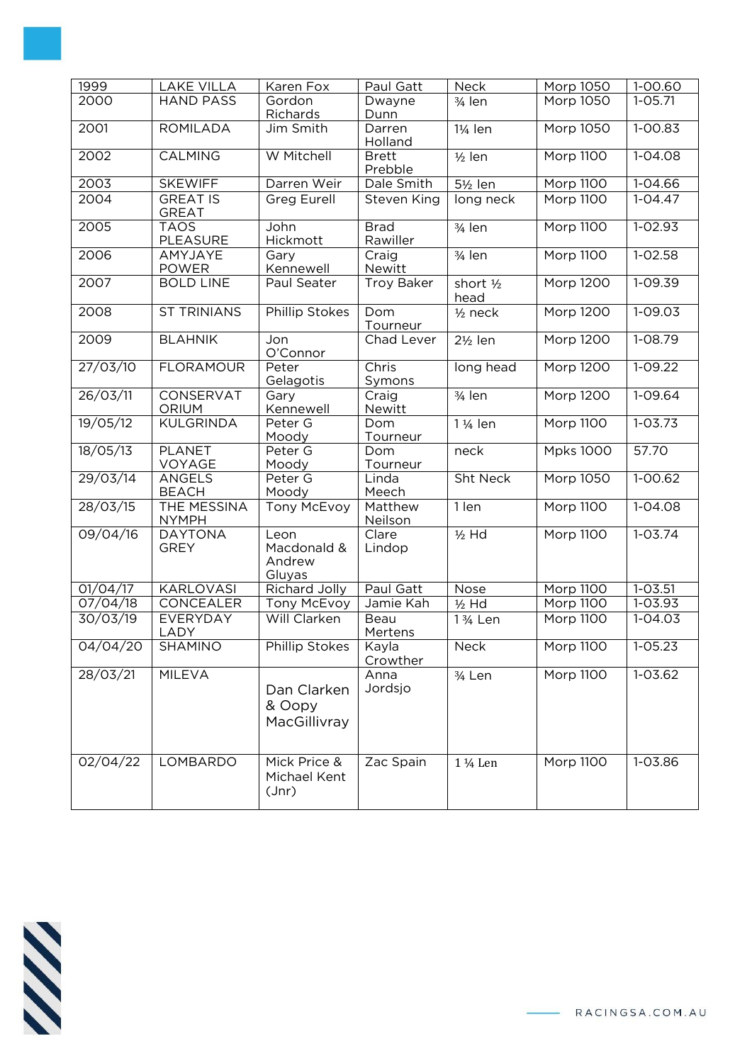| | | | | | | |
|---|---|---|---|---|---|---|
| 1999 | LAKE VILLA | Karen Fox | Paul Gatt | Neck | Morp 1050 | 1-00.60 |
| 2000 | HAND PASS | Gordon Richards | Dwayne Dunn | ¾ len | Morp 1050 | 1-05.71 |
| 2001 | ROMILADA | Jim Smith | Darren Holland | 1¼ len | Morp 1050 | 1-00.83 |
| 2002 | CALMING | W Mitchell | Brett Prebble | ½ len | Morp 1100 | 1-04.08 |
| 2003 | SKEWIFF | Darren Weir | Dale Smith | 5½ len | Morp 1100 | 1-04.66 |
| 2004 | GREAT IS GREAT | Greg Eurell | Steven King | long neck | Morp 1100 | 1-04.47 |
| 2005 | TAOS PLEASURE | John Hickmott | Brad Rawiller | ¾ len | Morp 1100 | 1-02.93 |
| 2006 | AMYJAYE POWER | Gary Kennewell | Craig Newitt | ¾ len | Morp 1100 | 1-02.58 |
| 2007 | BOLD LINE | Paul Seater | Troy Baker | short ½ head | Morp 1200 | 1-09.39 |
| 2008 | ST TRINIANS | Phillip Stokes | Dom Tourneur | ½ neck | Morp 1200 | 1-09.03 |
| 2009 | BLAHNIK | Jon O'Connor | Chad Lever | 2½ len | Morp 1200 | 1-08.79 |
| 27/03/10 | FLORAMOUR | Peter Gelagotis | Chris Symons | long head | Morp 1200 | 1-09.22 |
| 26/03/11 | CONSERVATORIUM | Gary Kennewell | Craig Newitt | ¾ len | Morp 1200 | 1-09.64 |
| 19/05/12 | KULGRINDA | Peter G Moody | Dom Tourneur | 1 ¼ len | Morp 1100 | 1-03.73 |
| 18/05/13 | PLANET VOYAGE | Peter G Moody | Dom Tourneur | neck | Mpks 1000 | 57.70 |
| 29/03/14 | ANGELS BEACH | Peter G Moody | Linda Meech | Sht Neck | Morp 1050 | 1-00.62 |
| 28/03/15 | THE MESSINA NYMPH | Tony McEvoy | Matthew Neilson | 1 len | Morp 1100 | 1-04.08 |
| 09/04/16 | DAYTONA GREY | Leon Macdonald & Andrew Gluyas | Clare Lindop | ½ Hd | Morp 1100 | 1-03.74 |
| 01/04/17 | KARLOVASI | Richard Jolly | Paul Gatt | Nose | Morp 1100 | 1-03.51 |
| 07/04/18 | CONCEALER | Tony McEvoy | Jamie Kah | ½ Hd | Morp 1100 | 1-03.93 |
| 30/03/19 | EVERYDAY LADY | Will Clarken | Beau Mertens | 1 ¾ Len | Morp 1100 | 1-04.03 |
| 04/04/20 | SHAMINO | Phillip Stokes | Kayla Crowther | Neck | Morp 1100 | 1-05.23 |
| 28/03/21 | MILEVA | Dan Clarken & Oopy MacGillivray | Anna Jordsjo | ¾ Len | Morp 1100 | 1-03.62 |
| 02/04/22 | LOMBARDO | Mick Price & Michael Kent (Jnr) | Zac Spain | 1 ¼ Len | Morp 1100 | 1-03.86 |